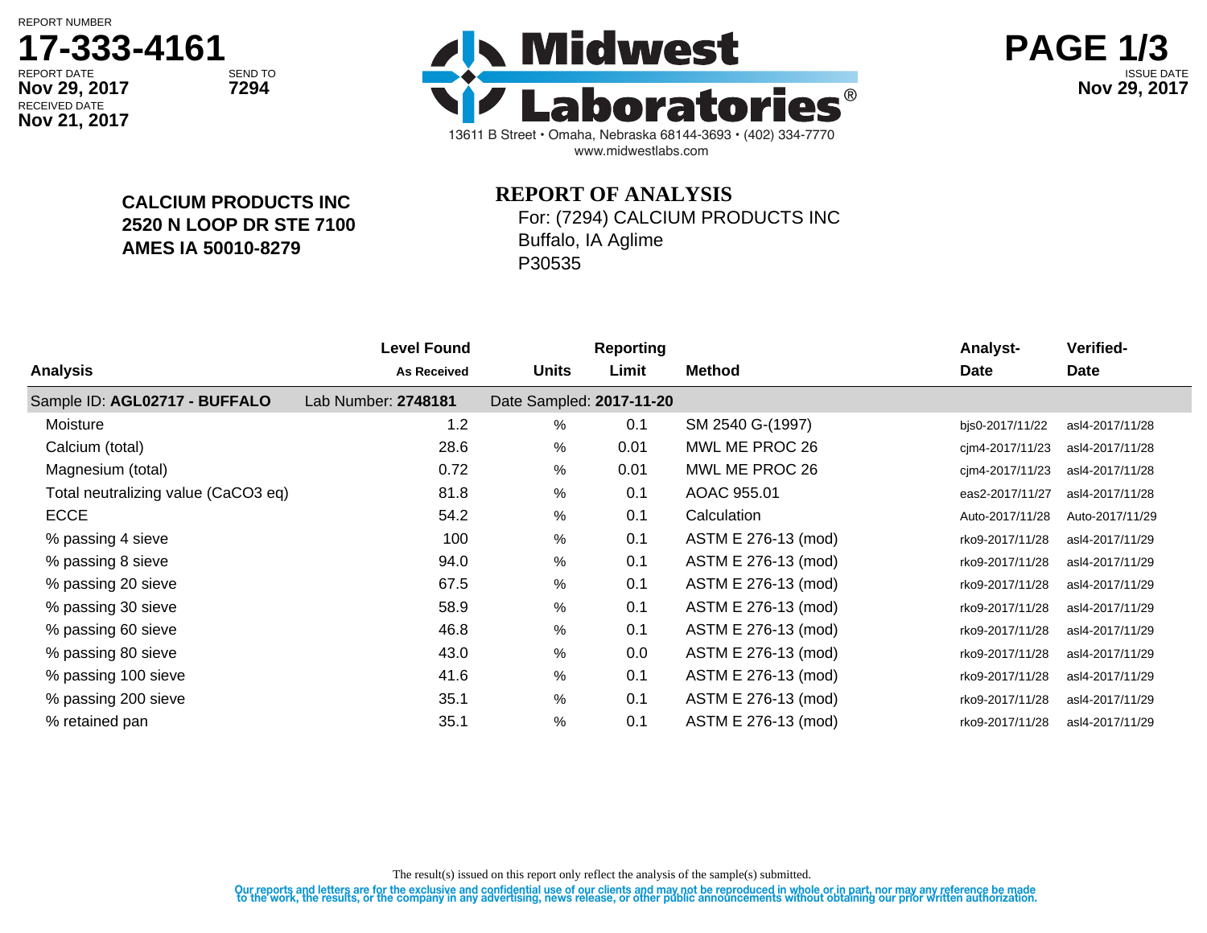REPORT NUMBER
**17-333-4161**

REPORT DATE **Nov 29, 2017**
SEND TO **7294**
RECEIVED DATE **Nov 21, 2017**

# Midwest Laboratories®

13611 B Street • Omaha, Nebraska 68144-3693 • (402) 334-7770
www.midwestlabs.com

ISSUE DATE **Nov 29, 2017**

**CALCIUM PRODUCTS INC**
**2520 N LOOP DR STE 7100**
**AMES IA 50010-8279**

## REPORT OF ANALYSIS

For: (7294) CALCIUM PRODUCTS INC
Buffalo, IA Aglime
P30535

| Analysis | Level Found As Received | Units | Reporting Limit | Method | Analyst-Date | Verified-Date |
|---|---|---|---|---|---|---|
| Sample ID: **AGL02717 - BUFFALO** | Lab Number: **2748181** | Date Sampled: **2017-11-20** | | | | |
| Moisture | 1.2 | % | 0.1 | SM 2540 G-(1997) | bjs0-2017/11/22 | asl4-2017/11/28 |
| Calcium (total) | 28.6 | % | 0.01 | MWL ME PROC 26 | cjm4-2017/11/23 | asl4-2017/11/28 |
| Magnesium (total) | 0.72 | % | 0.01 | MWL ME PROC 26 | cjm4-2017/11/23 | asl4-2017/11/28 |
| Total neutralizing value ($CaCO_3$ eq) | 81.8 | % | 0.1 | AOAC 955.01 | eas2-2017/11/27 | asl4-2017/11/28 |
| ECCE | 54.2 | % | 0.1 | Calculation | Auto-2017/11/28 | Auto-2017/11/29 |
| % passing 4 sieve | 100 | % | 0.1 | ASTM E 276-13 (mod) | rko9-2017/11/28 | asl4-2017/11/29 |
| % passing 8 sieve | 94.0 | % | 0.1 | ASTM E 276-13 (mod) | rko9-2017/11/28 | asl4-2017/11/29 |
| % passing 20 sieve | 67.5 | % | 0.1 | ASTM E 276-13 (mod) | rko9-2017/11/28 | asl4-2017/11/29 |
| % passing 30 sieve | 58.9 | % | 0.1 | ASTM E 276-13 (mod) | rko9-2017/11/28 | asl4-2017/11/29 |
| % passing 60 sieve | 46.8 | % | 0.1 | ASTM E 276-13 (mod) | rko9-2017/11/28 | asl4-2017/11/29 |
| % passing 80 sieve | 43.0 | % | 0.0 | ASTM E 276-13 (mod) | rko9-2017/11/28 | asl4-2017/11/29 |
| % passing 100 sieve | 41.6 | % | 0.1 | ASTM E 276-13 (mod) | rko9-2017/11/28 | asl4-2017/11/29 |
| % passing 200 sieve | 35.1 | % | 0.1 | ASTM E 276-13 (mod) | rko9-2017/11/28 | asl4-2017/11/29 |
| % retained pan | 35.1 | % | 0.1 | ASTM E 276-13 (mod) | rko9-2017/11/28 | asl4-2017/11/29 |

The result(s) issued on this report only reflect the analysis of the sample(s) submitted.

Our reports and letters are for the exclusive and confidential use of our clients and may not be reproduced in whole or in part, nor may any reference be made to the work, the results, or the company in any advertising, news release, or other public announcements without obtaining our prior written authorization.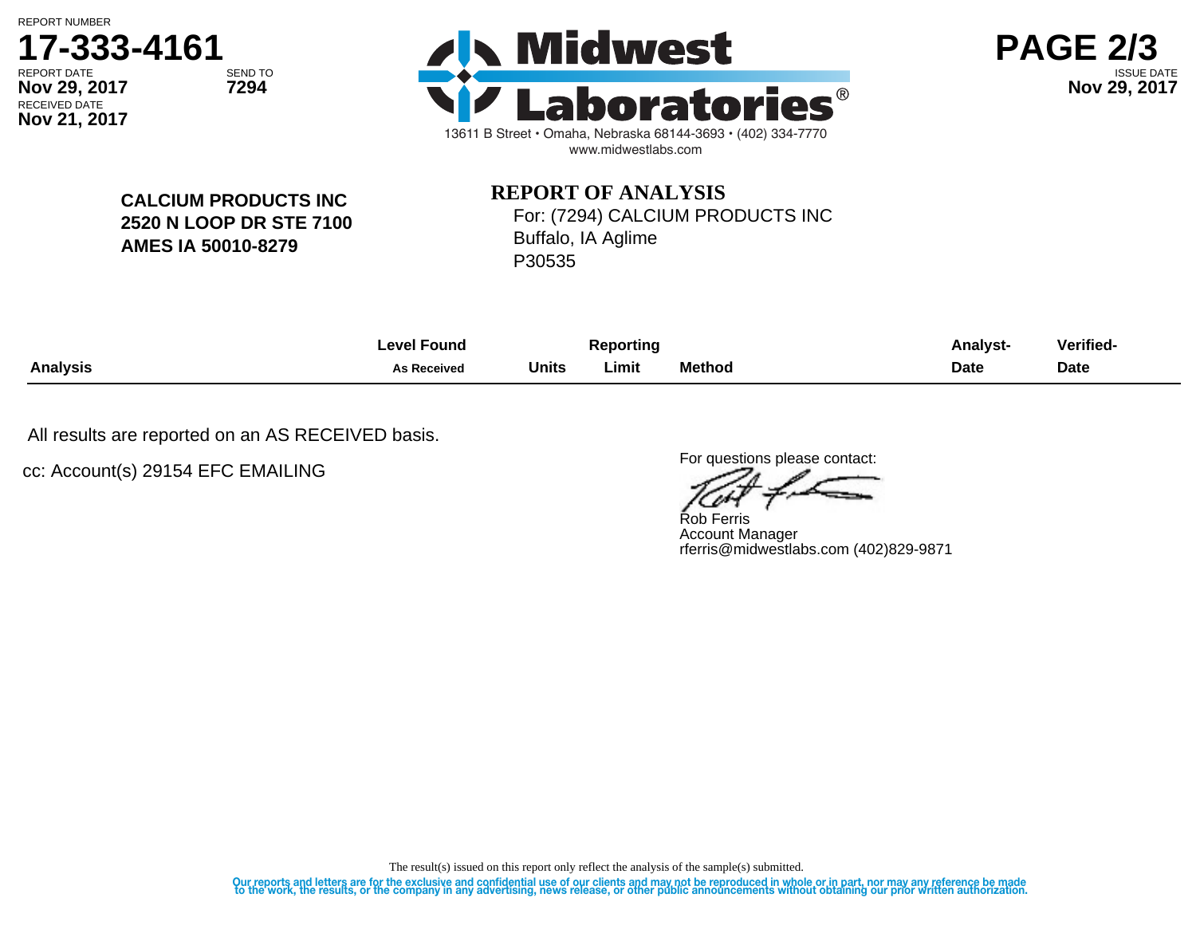REPORT NUMBER
**17-333-4161**

REPORT DATE **Nov 29, 2017**
SEND TO **7294**
RECEIVED DATE **Nov 21, 2017**

**Midwest Laboratories®**
13611 B Street • Omaha, Nebraska 68144-3693 • (402) 334-7770
www.midwestlabs.com

ISSUE DATE **Nov 29, 2017**

**CALCIUM PRODUCTS INC**
**2520 N LOOP DR STE 7100**
**AMES IA 50010-8279**

## REPORT OF ANALYSIS

For: (7294) CALCIUM PRODUCTS INC
Buffalo, IA Aglime
P30535

| Analysis | Level Found As Received | Units | Reporting Limit | Method | Analyst-Date | Verified-Date |
|---|---|---|---|---|---|---|

All results are reported on an AS RECEIVED basis.

cc: Account(s) 29154 EFC EMAILING

For questions please contact:

Rob Ferris
Account Manager
rferris@midwestlabs.com (402)829-9871

The result(s) issued on this report only reflect the analysis of the sample(s) submitted.

Our reports and letters are for the exclusive and confidential use of our clients and may not be reproduced in whole or in part, nor may any reference be made to the work, the results, or the company in any advertising, news release, or other public announcements without obtaining our prior written authorization.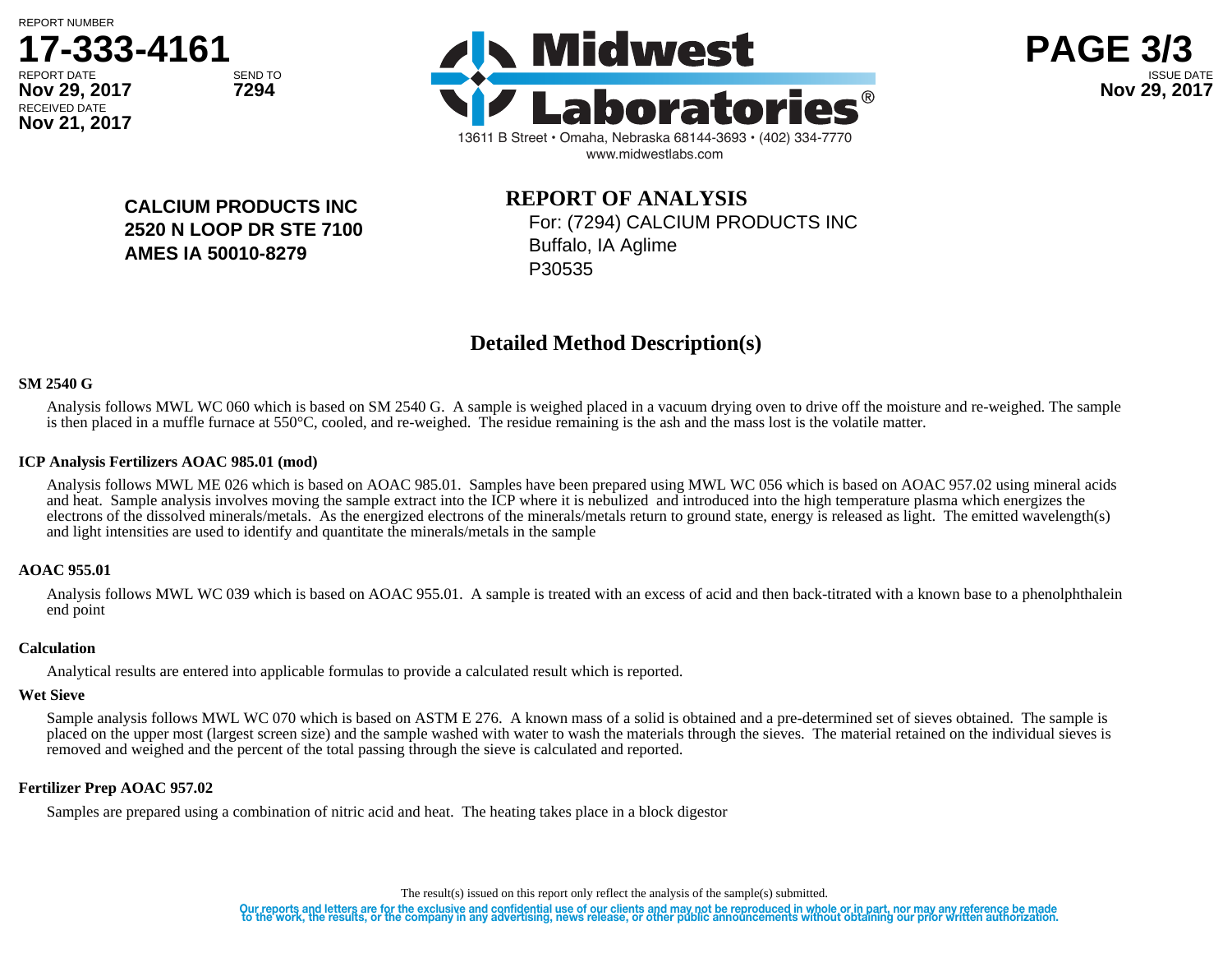REPORT NUMBER
**17-333-4161**
REPORT DATE **Nov 29, 2017**
SEND TO **7294**
RECEIVED DATE **Nov 21, 2017**

**Midwest Laboratories**
13611 B Street • Omaha, Nebraska 68144-3693 • (402) 334-7770
www.midwestlabs.com

ISSUE DATE **Nov 29, 2017**

**CALCIUM PRODUCTS INC**
**2520 N LOOP DR STE 7100**
**AMES IA 50010-8279**

## REPORT OF ANALYSIS

For: (7294) CALCIUM PRODUCTS INC
Buffalo, IA Aglime
P30535

## Detailed Method Description(s)

**SM 2540 G**

Analysis follows MWL WC 060 which is based on SM 2540 G. A sample is weighed placed in a vacuum drying oven to drive off the moisture and re-weighed. The sample is then placed in a muffle furnace at 550°C, cooled, and re-weighed. The residue remaining is the ash and the mass lost is the volatile matter.

**ICP Analysis Fertilizers AOAC 985.01 (mod)**

Analysis follows MWL ME 026 which is based on AOAC 985.01. Samples have been prepared using MWL WC 056 which is based on AOAC 957.02 using mineral acids and heat. Sample analysis involves moving the sample extract into the ICP where it is nebulized and introduced into the high temperature plasma which energizes the electrons of the dissolved minerals/metals. As the energized electrons of the minerals/metals return to ground state, energy is released as light. The emitted wavelength(s) and light intensities are used to identify and quantitate the minerals/metals in the sample

**AOAC 955.01**

Analysis follows MWL WC 039 which is based on AOAC 955.01. A sample is treated with an excess of acid and then back-titrated with a known base to a phenolphthalein end point

**Calculation**

Analytical results are entered into applicable formulas to provide a calculated result which is reported.

**Wet Sieve**

Sample analysis follows MWL WC 070 which is based on ASTM E 276. A known mass of a solid is obtained and a pre-determined set of sieves obtained. The sample is placed on the upper most (largest screen size) and the sample washed with water to wash the materials through the sieves. The material retained on the individual sieves is removed and weighed and the percent of the total passing through the sieve is calculated and reported.

**Fertilizer Prep AOAC 957.02**

Samples are prepared using a combination of nitric acid and heat. The heating takes place in a block digestor

The result(s) issued on this report only reflect the analysis of the sample(s) submitted.

Our reports and letters are for the exclusive and confidential use of our clients and may not be reproduced in whole or in part, nor may any reference be made to the work, the results, or the company in any advertising, news release, or other public announcements without obtaining our prior written authorization.